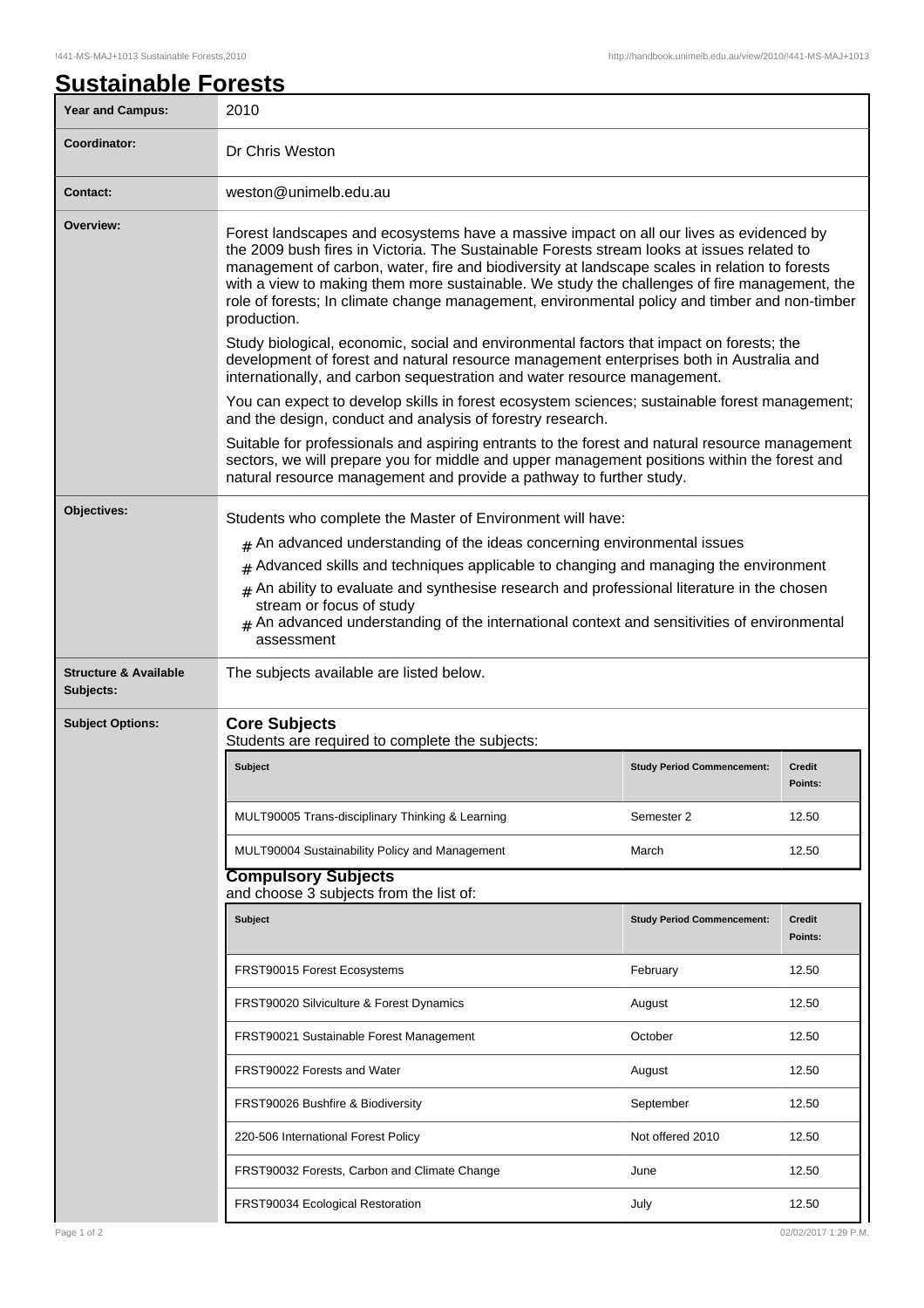# Sustainable Forests

| | |
|---|---|
| **Year and Campus:** | 2010 |
| **Coordinator:** | Dr Chris Weston |
| **Contact:** | weston@unimelb.edu.au |

**Overview:**

Forest landscapes and ecosystems have a massive impact on all our lives as evidenced by the 2009 bush fires in Victoria. The Sustainable Forests stream looks at issues related to management of carbon, water, fire and biodiversity at landscape scales in relation to forests with a view to making them more sustainable. We study the challenges of fire management, the role of forests; In climate change management, environmental policy and timber and non-timber production.

Study biological, economic, social and environmental factors that impact on forests; the development of forest and natural resource management enterprises both in Australia and internationally, and carbon sequestration and water resource management.

You can expect to develop skills in forest ecosystem sciences; sustainable forest management; and the design, conduct and analysis of forestry research.

Suitable for professionals and aspiring entrants to the forest and natural resource management sectors, we will prepare you for middle and upper management positions within the forest and natural resource management and provide a pathway to further study.

**Objectives:**

Students who complete the Master of Environment will have:

- An advanced understanding of the ideas concerning environmental issues
- Advanced skills and techniques applicable to changing and managing the environment
- An ability to evaluate and synthesise research and professional literature in the chosen stream or focus of study
- An advanced understanding of the international context and sensitivities of environmental assessment

**Structure & Available Subjects:**

The subjects available are listed below.

**Subject Options:**

## Core Subjects

Students are required to complete the subjects:

| Subject | Study Period Commencement: | Credit Points: |
|---|---|---|
| MULT90005 Trans-disciplinary Thinking & Learning | Semester 2 | 12.50 |
| MULT90004 Sustainability Policy and Management | March | 12.50 |

## Compulsory Subjects

and choose 3 subjects from the list of:

| Subject | Study Period Commencement: | Credit Points: |
|---|---|---|
| FRST90015 Forest Ecosystems | February | 12.50 |
| FRST90020 Silviculture & Forest Dynamics | August | 12.50 |
| FRST90021 Sustainable Forest Management | October | 12.50 |
| FRST90022 Forests and Water | August | 12.50 |
| FRST90026 Bushfire & Biodiversity | September | 12.50 |
| 220-506 International Forest Policy | Not offered 2010 | 12.50 |
| FRST90032 Forests, Carbon and Climate Change | June | 12.50 |
| FRST90034 Ecological Restoration | July | 12.50 |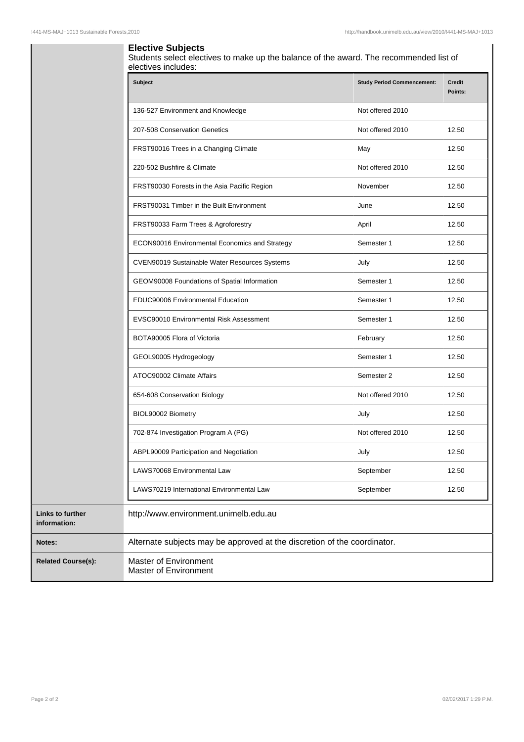### Elective Subjects

Students select electives to make up the balance of the award. The recommended list of electives includes:

| Subject | Study Period Commencement: | Credit Points: |
|---|---|---|
| 136-527 Environment and Knowledge | Not offered 2010 | |
| 207-508 Conservation Genetics | Not offered 2010 | 12.50 |
| FRST90016 Trees in a Changing Climate | May | 12.50 |
| 220-502 Bushfire & Climate | Not offered 2010 | 12.50 |
| FRST90030 Forests in the Asia Pacific Region | November | 12.50 |
| FRST90031 Timber in the Built Environment | June | 12.50 |
| FRST90033 Farm Trees & Agroforestry | April | 12.50 |
| ECON90016 Environmental Economics and Strategy | Semester 1 | 12.50 |
| CVEN90019 Sustainable Water Resources Systems | July | 12.50 |
| GEOM90008 Foundations of Spatial Information | Semester 1 | 12.50 |
| EDUC90006 Environmental Education | Semester 1 | 12.50 |
| EVSC90010 Environmental Risk Assessment | Semester 1 | 12.50 |
| BOTA90005 Flora of Victoria | February | 12.50 |
| GEOL90005 Hydrogeology | Semester 1 | 12.50 |
| ATOC90002 Climate Affairs | Semester 2 | 12.50 |
| 654-608 Conservation Biology | Not offered 2010 | 12.50 |
| BIOL90002 Biometry | July | 12.50 |
| 702-874 Investigation Program A (PG) | Not offered 2010 | 12.50 |
| ABPL90009 Participation and Negotiation | July | 12.50 |
| LAWS70068 Environmental Law | September | 12.50 |
| LAWS70219 International Environmental Law | September | 12.50 |

| | |
|---|---|
| **Links to further information:** | http://www.environment.unimelb.edu.au |
| **Notes:** | Alternate subjects may be approved at the discretion of the coordinator. |
| **Related Course(s):** | Master of Environment<br>Master of Environment |